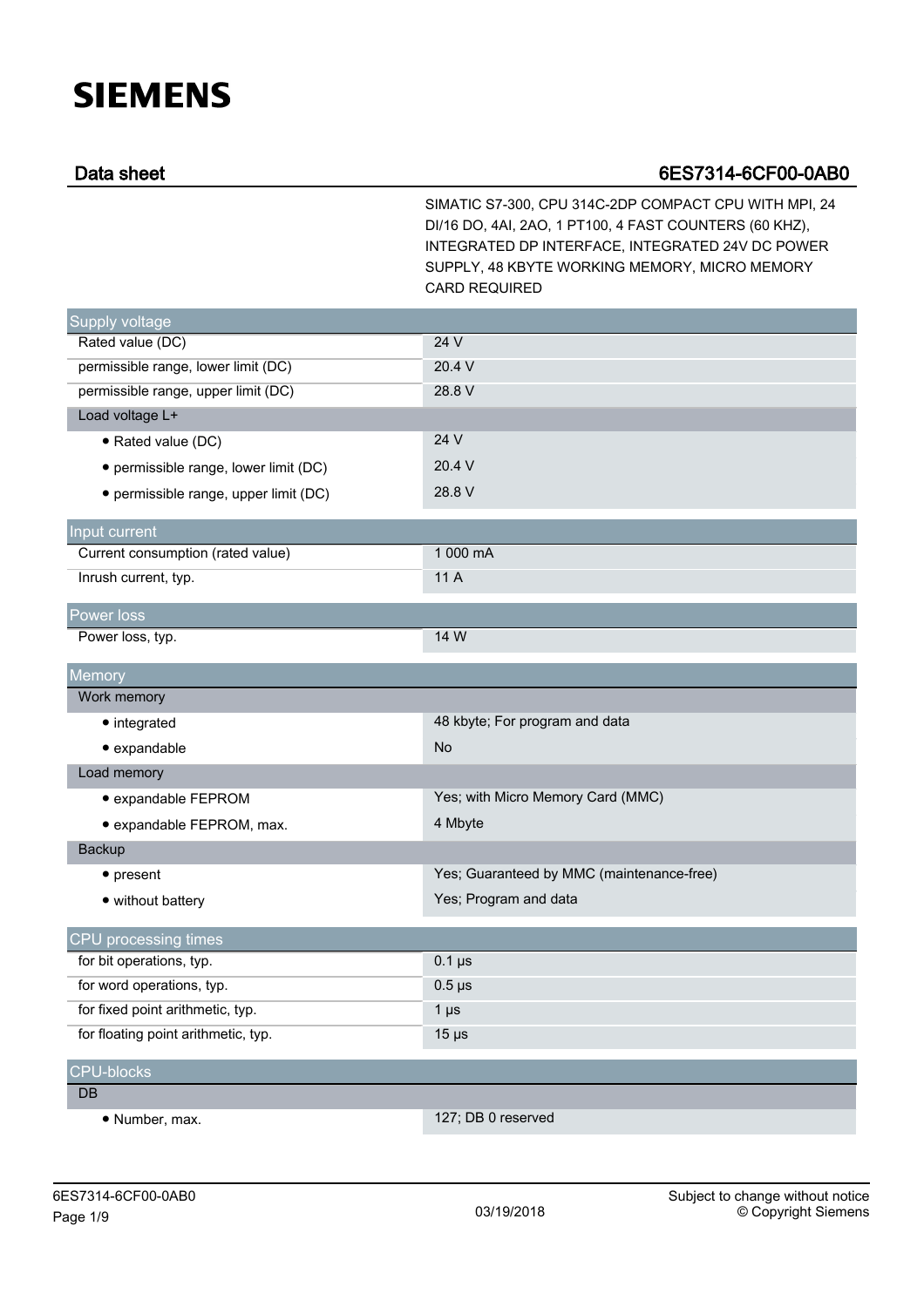# SIEMENS

## Data sheet 6ES7314-6CF00-0AB0

SIMATIC S7-300, CPU 314C-2DP COMPACT CPU WITH MPI, 24 DI/16 DO, 4AI, 2AO, 1 PT100, 4 FAST COUNTERS (60 KHZ), INTEGRATED DP INTERFACE, INTEGRATED 24V DC POWER SUPPLY, 48 KBYTE WORKING MEMORY, MICRO MEMORY CARD REQUIRED

| Supply voltage | |
|---|---|
| Rated value (DC) | 24 V |
| permissible range, lower limit (DC) | 20.4 V |
| permissible range, upper limit (DC) | 28.8 V |
| **Load voltage L+** | |
| • Rated value (DC) | 24 V |
| • permissible range, lower limit (DC) | 20.4 V |
| • permissible range, upper limit (DC) | 28.8 V |

| Input current | |
|---|---|
| Current consumption (rated value) | 1 000 mA |
| Inrush current, typ. | 11 A |

| Power loss | |
|---|---|
| Power loss, typ. | 14 W |

| Memory | |
|---|---|
| **Work memory** | |
| • integrated | 48 kbyte; For program and data |
| • expandable | No |
| **Load memory** | |
| • expandable FEPROM | Yes; with Micro Memory Card (MMC) |
| • expandable FEPROM, max. | 4 Mbyte |
| **Backup** | |
| • present | Yes; Guaranteed by MMC (maintenance-free) |
| • without battery | Yes; Program and data |

| CPU processing times | |
|---|---|
| for bit operations, typ. | 0.1 µs |
| for word operations, typ. | 0.5 µs |
| for fixed point arithmetic, typ. | 1 µs |
| for floating point arithmetic, typ. | 15 µs |

| CPU-blocks | |
|---|---|
| **DB** | |
| • Number, max. | 127; DB 0 reserved |

6ES7314-6CF00-0AB0

03/19/2018

Subject to change without notice
© Copyright Siemens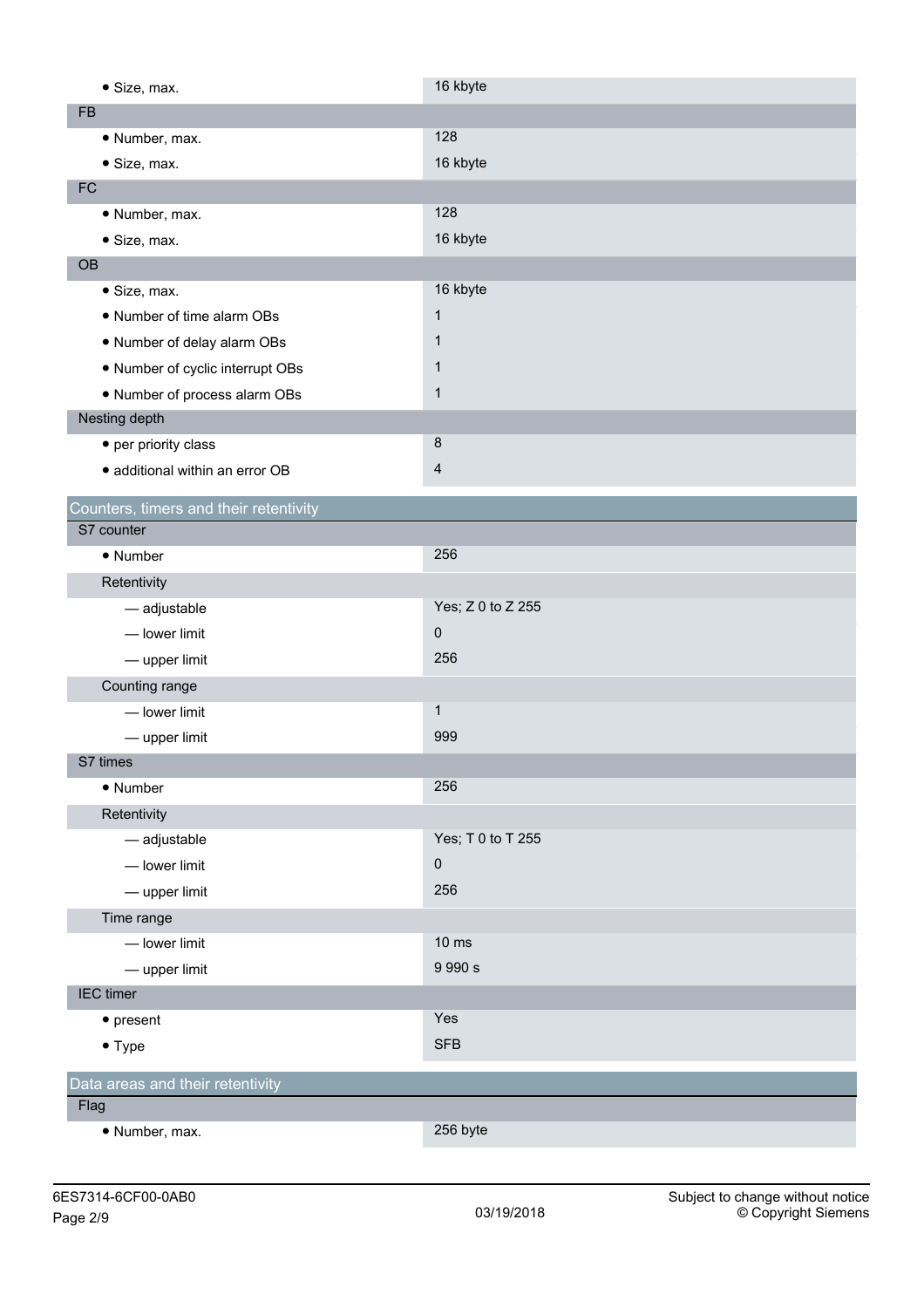| | |
|---|---|
| • Size, max. | 16 kbyte |
| **FB** | |
| • Number, max. | 128 |
| • Size, max. | 16 kbyte |
| **FC** | |
| • Number, max. | 128 |
| • Size, max. | 16 kbyte |
| **OB** | |
| • Size, max. | 16 kbyte |
| • Number of time alarm OBs | 1 |
| • Number of delay alarm OBs | 1 |
| • Number of cyclic interrupt OBs | 1 |
| • Number of process alarm OBs | 1 |
| **Nesting depth** | |
| • per priority class | 8 |
| • additional within an error OB | 4 |

## Counters, timers and their retentivity

| | |
|---|---|
| **S7 counter** | |
| • Number | 256 |
| Retentivity | |
| — adjustable | Yes; Z 0 to Z 255 |
| — lower limit | 0 |
| — upper limit | 256 |
| Counting range | |
| — lower limit | 1 |
| — upper limit | 999 |
| **S7 times** | |
| • Number | 256 |
| Retentivity | |
| — adjustable | Yes; T 0 to T 255 |
| — lower limit | 0 |
| — upper limit | 256 |
| Time range | |
| — lower limit | 10 ms |
| — upper limit | 9 990 s |
| **IEC timer** | |
| • present | Yes |
| • Type | SFB |

## Data areas and their retentivity

| | |
|---|---|
| **Flag** | |
| • Number, max. | 256 byte |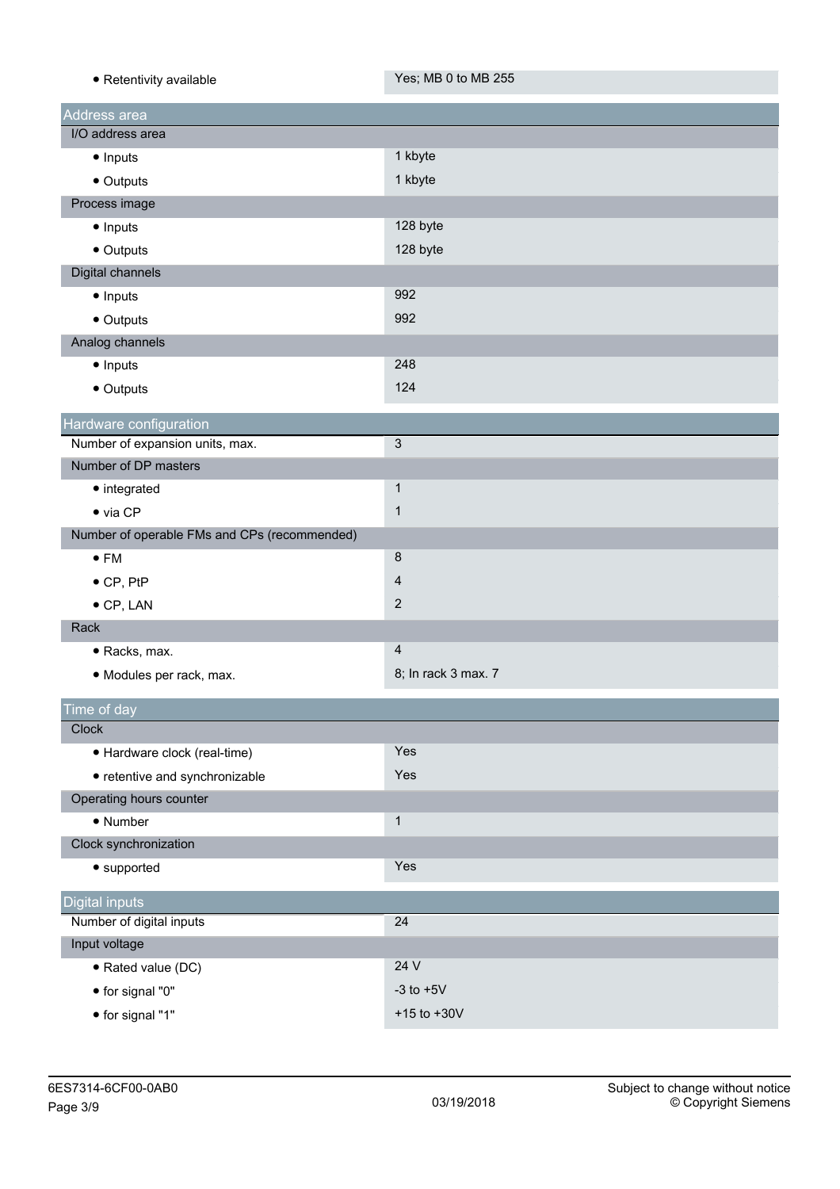| | |
|---|---|
| • Retentivity available | Yes; MB 0 to MB 255 |

| Address area | |
|---|---|
| I/O address area | |
| • Inputs | 1 kbyte |
| • Outputs | 1 kbyte |
| Process image | |
| • Inputs | 128 byte |
| • Outputs | 128 byte |
| Digital channels | |
| • Inputs | 992 |
| • Outputs | 992 |
| Analog channels | |
| • Inputs | 248 |
| • Outputs | 124 |

| Hardware configuration | |
|---|---|
| Number of expansion units, max. | 3 |
| Number of DP masters | |
| • integrated | 1 |
| • via CP | 1 |
| Number of operable FMs and CPs (recommended) | |
| • FM | 8 |
| • CP, PtP | 4 |
| • CP, LAN | 2 |
| Rack | |
| • Racks, max. | 4 |
| • Modules per rack, max. | 8; In rack 3 max. 7 |

| Time of day | |
|---|---|
| Clock | |
| • Hardware clock (real-time) | Yes |
| • retentive and synchronizable | Yes |
| Operating hours counter | |
| • Number | 1 |
| Clock synchronization | |
| • supported | Yes |

| Digital inputs | |
|---|---|
| Number of digital inputs | 24 |
| Input voltage | |
| • Rated value (DC) | 24 V |
| • for signal "0" | -3 to +5V |
| • for signal "1" | +15 to +30V |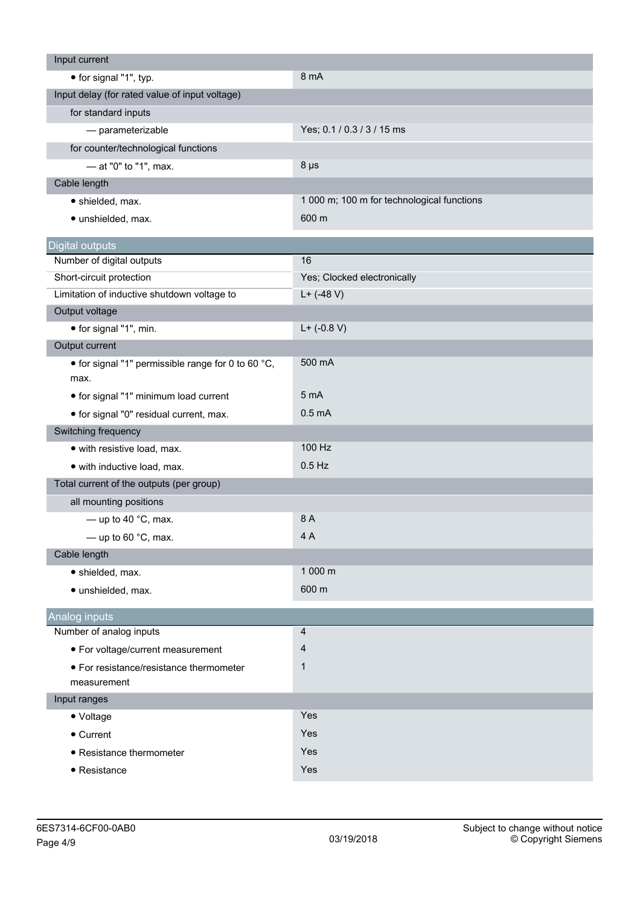| | |
|---|---|
| Input current | |
| • for signal "1", typ. | 8 mA |
| Input delay (for rated value of input voltage) | |
| for standard inputs | |
| — parameterizable | Yes; 0.1 / 0.3 / 3 / 15 ms |
| for counter/technological functions | |
| — at "0" to "1", max. | 8 µs |
| Cable length | |
| • shielded, max. | 1 000 m; 100 m for technological functions |
| • unshielded, max. | 600 m |

## Digital outputs

| | |
|---|---|
| Number of digital outputs | 16 |
| Short-circuit protection | Yes; Clocked electronically |
| Limitation of inductive shutdown voltage to | L+ (-48 V) |
| Output voltage | |
| • for signal "1", min. | L+ (-0.8 V) |
| Output current | |
| • for signal "1" permissible range for 0 to 60 °C, max. | 500 mA |
| • for signal "1" minimum load current | 5 mA |
| • for signal "0" residual current, max. | 0.5 mA |
| Switching frequency | |
| • with resistive load, max. | 100 Hz |
| • with inductive load, max. | 0.5 Hz |
| Total current of the outputs (per group) | |
| all mounting positions | |
| — up to 40 °C, max. | 8 A |
| — up to 60 °C, max. | 4 A |
| Cable length | |
| • shielded, max. | 1 000 m |
| • unshielded, max. | 600 m |

## Analog inputs

| | |
|---|---|
| Number of analog inputs | 4 |
| • For voltage/current measurement | 4 |
| • For resistance/resistance thermometer measurement | 1 |
| Input ranges | |
| • Voltage | Yes |
| • Current | Yes |
| • Resistance thermometer | Yes |
| • Resistance | Yes |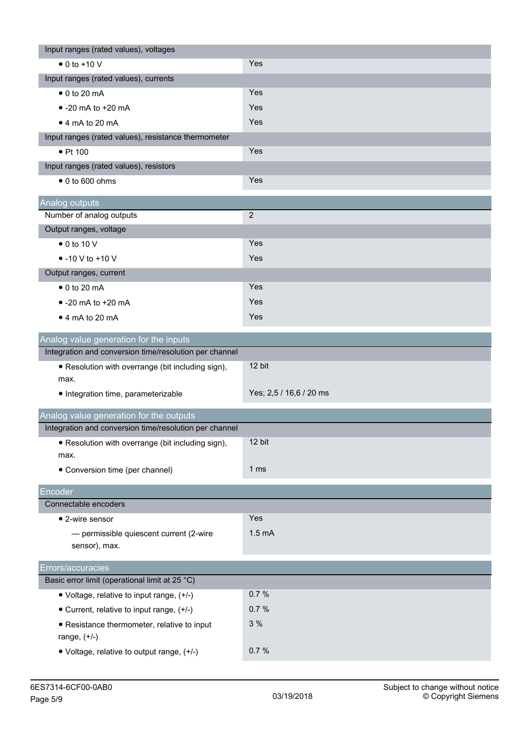| | |
|---|---|
| Input ranges (rated values), voltages | |
| • 0 to +10 V | Yes |
| Input ranges (rated values), currents | |
| • 0 to 20 mA | Yes |
| • -20 mA to +20 mA | Yes |
| • 4 mA to 20 mA | Yes |
| Input ranges (rated values), resistance thermometer | |
| • Pt 100 | Yes |
| Input ranges (rated values), resistors | |
| • 0 to 600 ohms | Yes |

## Analog outputs

| | |
|---|---|
| Number of analog outputs | 2 |
| Output ranges, voltage | |
| • 0 to 10 V | Yes |
| • -10 V to +10 V | Yes |
| Output ranges, current | |
| • 0 to 20 mA | Yes |
| • -20 mA to +20 mA | Yes |
| • 4 mA to 20 mA | Yes |

## Analog value generation for the inputs

| | |
|---|---|
| Integration and conversion time/resolution per channel | |
| • Resolution with overrange (bit including sign), max. | 12 bit |
| • Integration time, parameterizable | Yes; 2,5 / 16,6 / 20 ms |

## Analog value generation for the outputs

| | |
|---|---|
| Integration and conversion time/resolution per channel | |
| • Resolution with overrange (bit including sign), max. | 12 bit |
| • Conversion time (per channel) | 1 ms |

## Encoder

| | |
|---|---|
| Connectable encoders | |
| • 2-wire sensor | Yes |
| — permissible quiescent current (2-wire sensor), max. | 1.5 mA |

## Errors/accuracies

| | |
|---|---|
| Basic error limit (operational limit at 25 °C) | |
| • Voltage, relative to input range, (+/-) | 0.7 % |
| • Current, relative to input range, (+/-) | 0.7 % |
| • Resistance thermometer, relative to input range, (+/-) | 3 % |
| • Voltage, relative to output range, (+/-) | 0.7 % |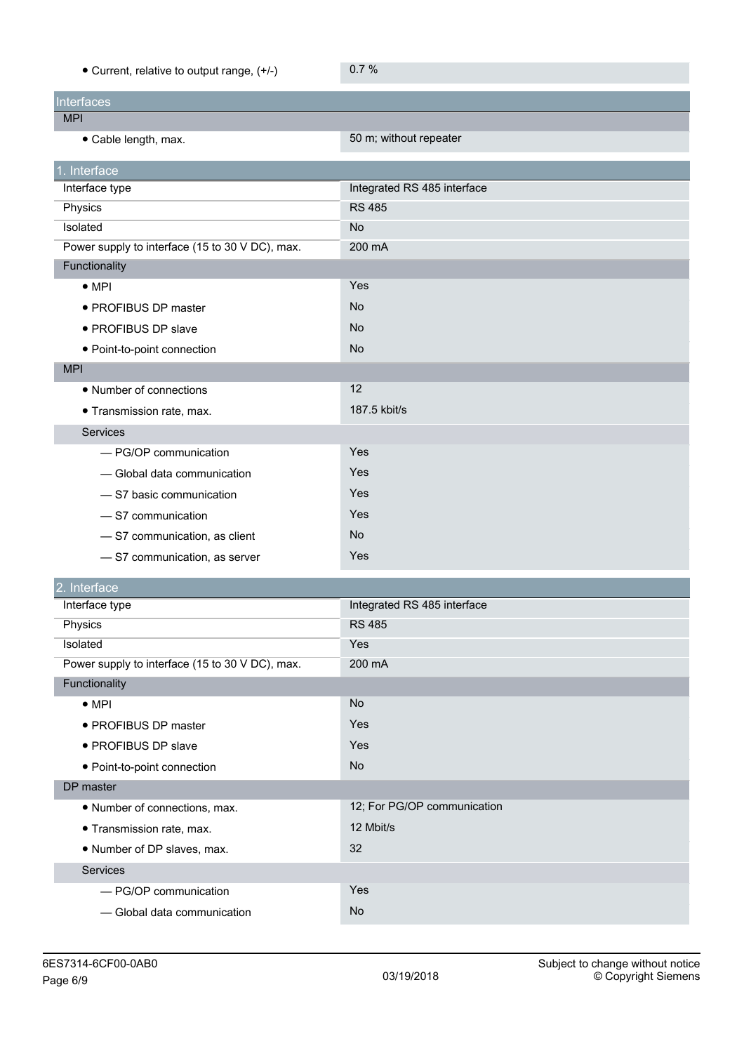| | |
|---|---|
| • Current, relative to output range, (+/-) | 0.7 % |

| Interfaces | |
|---|---|
| **MPI** | |
| • Cable length, max. | 50 m; without repeater |

| 1. Interface | |
|---|---|
| Interface type | Integrated RS 485 interface |
| Physics | RS 485 |
| Isolated | No |
| Power supply to interface (15 to 30 V DC), max. | 200 mA |
| **Functionality** | |
| • MPI | Yes |
| • PROFIBUS DP master | No |
| • PROFIBUS DP slave | No |
| • Point-to-point connection | No |
| **MPI** | |
| • Number of connections | 12 |
| • Transmission rate, max. | 187.5 kbit/s |
| Services | |
| — PG/OP communication | Yes |
| — Global data communication | Yes |
| — S7 basic communication | Yes |
| — S7 communication | Yes |
| — S7 communication, as client | No |
| — S7 communication, as server | Yes |

| 2. Interface | |
|---|---|
| Interface type | Integrated RS 485 interface |
| Physics | RS 485 |
| Isolated | Yes |
| Power supply to interface (15 to 30 V DC), max. | 200 mA |
| **Functionality** | |
| • MPI | No |
| • PROFIBUS DP master | Yes |
| • PROFIBUS DP slave | Yes |
| • Point-to-point connection | No |
| **DP master** | |
| • Number of connections, max. | 12; For PG/OP communication |
| • Transmission rate, max. | 12 Mbit/s |
| • Number of DP slaves, max. | 32 |
| Services | |
| — PG/OP communication | Yes |
| — Global data communication | No |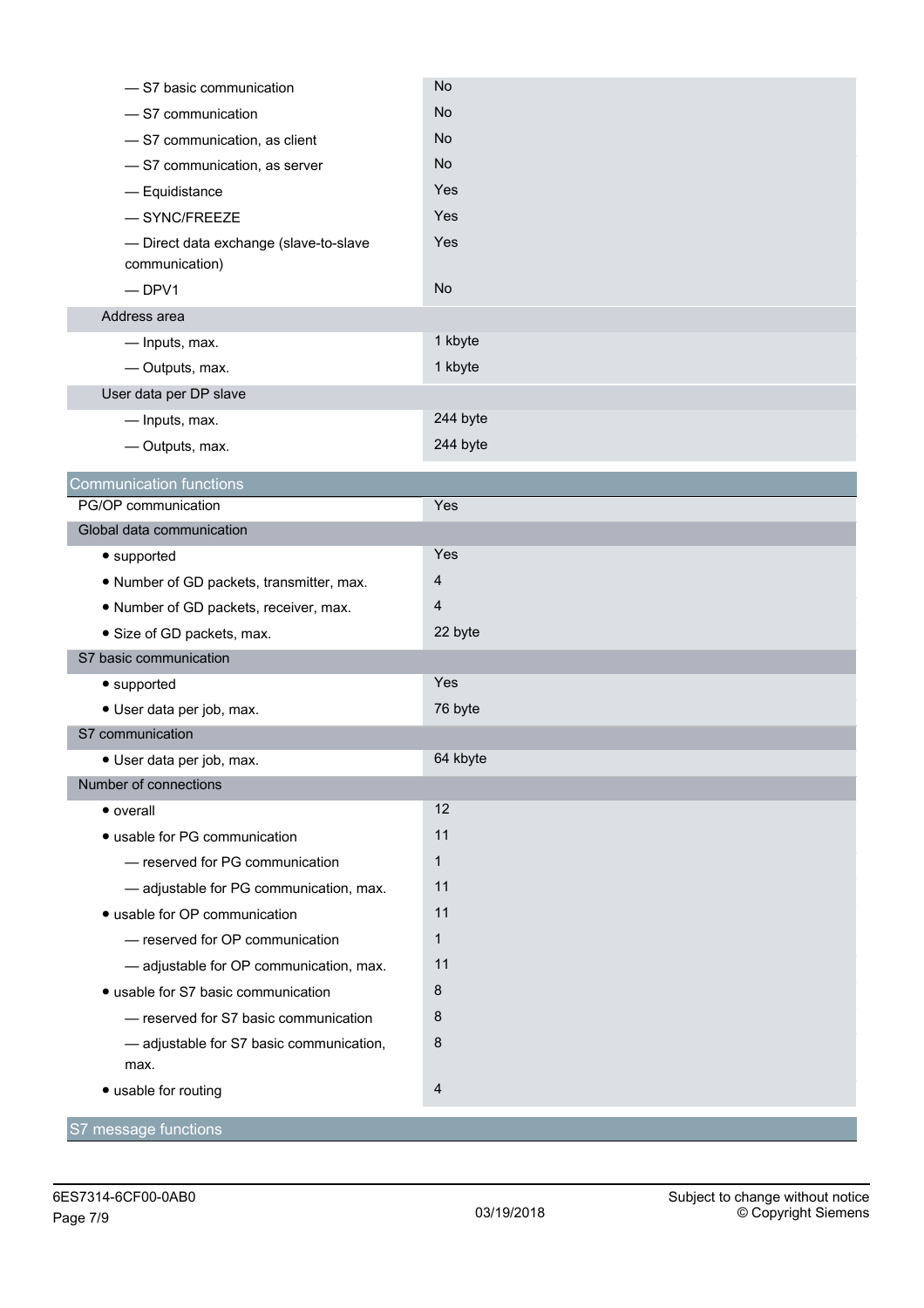| | |
|---|---|
| — S7 basic communication | No |
| — S7 communication | No |
| — S7 communication, as client | No |
| — S7 communication, as server | No |
| — Equidistance | Yes |
| — SYNC/FREEZE | Yes |
| — Direct data exchange (slave-to-slave communication) | Yes |
| — DPV1 | No |
| Address area | |
| — Inputs, max. | 1 kbyte |
| — Outputs, max. | 1 kbyte |
| User data per DP slave | |
| — Inputs, max. | 244 byte |
| — Outputs, max. | 244 byte |

## Communication functions

| | |
|---|---|
| PG/OP communication | Yes |
| Global data communication | |
| • supported | Yes |
| • Number of GD packets, transmitter, max. | 4 |
| • Number of GD packets, receiver, max. | 4 |
| • Size of GD packets, max. | 22 byte |
| S7 basic communication | |
| • supported | Yes |
| • User data per job, max. | 76 byte |
| S7 communication | |
| • User data per job, max. | 64 kbyte |
| Number of connections | |
| • overall | 12 |
| • usable for PG communication | 11 |
| — reserved for PG communication | 1 |
| — adjustable for PG communication, max. | 11 |
| • usable for OP communication | 11 |
| — reserved for OP communication | 1 |
| — adjustable for OP communication, max. | 11 |
| • usable for S7 basic communication | 8 |
| — reserved for S7 basic communication | 8 |
| — adjustable for S7 basic communication, max. | 8 |
| • usable for routing | 4 |

## S7 message functions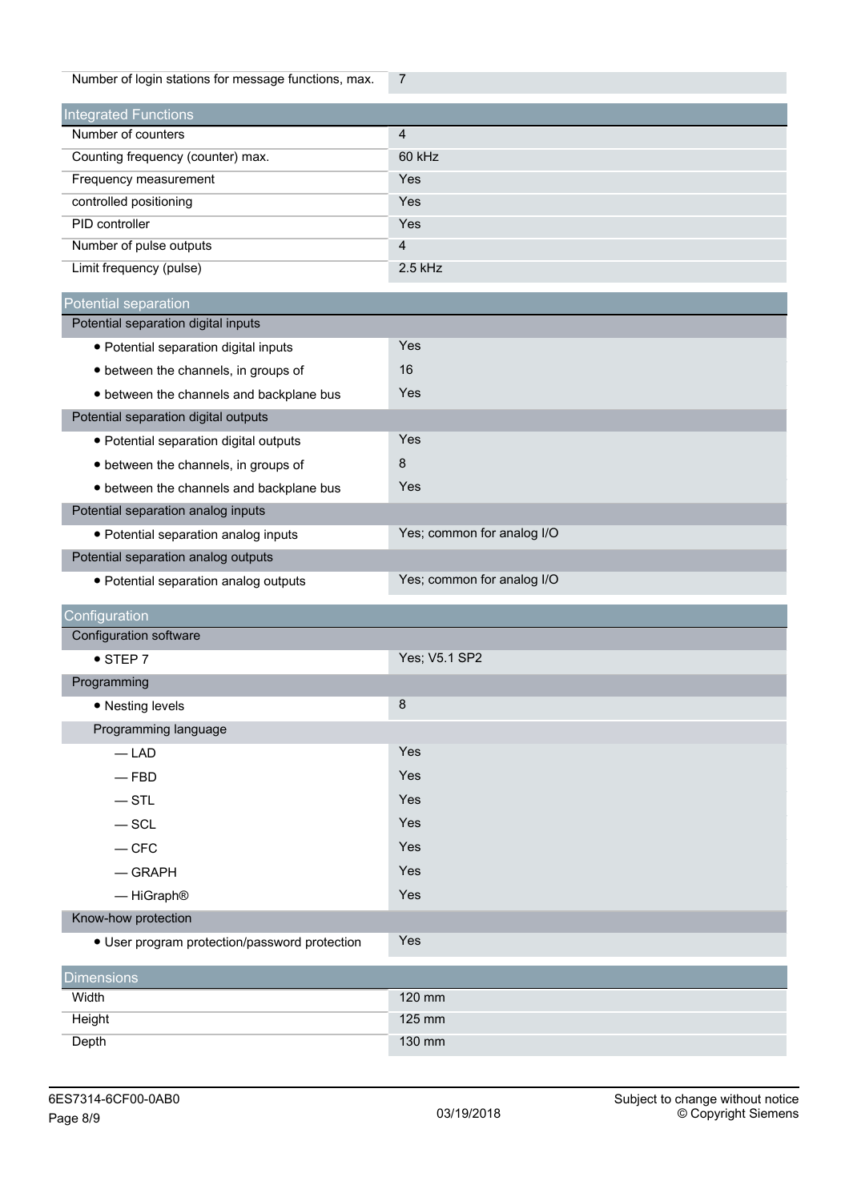| | |
|---|---|
| Number of login stations for message functions, max. | 7 |

## Integrated Functions

| | |
|---|---|
| Number of counters | 4 |
| Counting frequency (counter) max. | 60 kHz |
| Frequency measurement | Yes |
| controlled positioning | Yes |
| PID controller | Yes |
| Number of pulse outputs | 4 |
| Limit frequency (pulse) | 2.5 kHz |

## Potential separation

| | |
|---|---|
| **Potential separation digital inputs** | |
| • Potential separation digital inputs | Yes |
| • between the channels, in groups of | 16 |
| • between the channels and backplane bus | Yes |
| **Potential separation digital outputs** | |
| • Potential separation digital outputs | Yes |
| • between the channels, in groups of | 8 |
| • between the channels and backplane bus | Yes |
| **Potential separation analog inputs** | |
| • Potential separation analog inputs | Yes; common for analog I/O |
| **Potential separation analog outputs** | |
| • Potential separation analog outputs | Yes; common for analog I/O |

## Configuration

| | |
|---|---|
| **Configuration software** | |
| • STEP 7 | Yes; V5.1 SP2 |
| **Programming** | |
| • Nesting levels | 8 |
| Programming language | |
| — LAD | Yes |
| — FBD | Yes |
| — STL | Yes |
| — SCL | Yes |
| — CFC | Yes |
| — GRAPH | Yes |
| — HiGraph® | Yes |
| **Know-how protection** | |
| • User program protection/password protection | Yes |

## Dimensions

| | |
|---|---|
| Width | 120 mm |
| Height | 125 mm |
| Depth | 130 mm |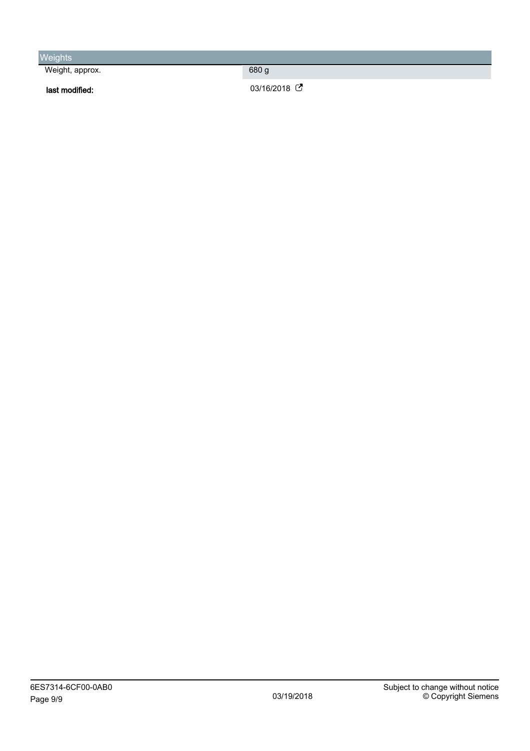| Weights | |
|---|---|
| Weight, approx. | 680 g |

**last modified:** 03/16/2018